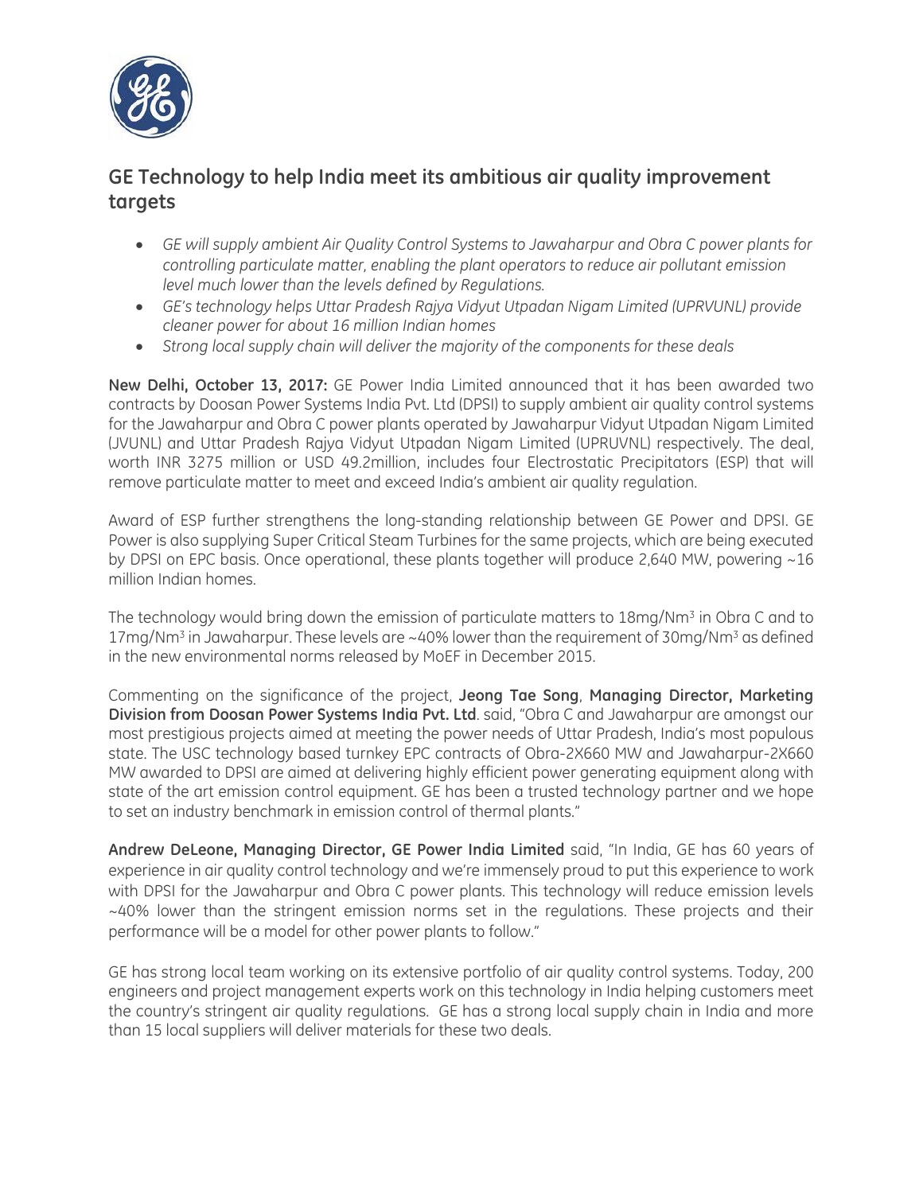# GE Technology to help India meet its ambitious air quality improvement targets

- *GE will supply ambient Air Quality Control Systems to Jawaharpur and Obra C power plants for controlling particulate matter, enabling the plant operators to reduce air pollutant emission level much lower than the levels defined by Regulations.*
- *GE's technology helps Uttar Pradesh Rajya Vidyut Utpadan Nigam Limited (UPRVUNL) provide cleaner power for about 16 million Indian homes*
- *Strong local supply chain will deliver the majority of the components for these deals*

**New Delhi, October 13, 2017:** GE Power India Limited announced that it has been awarded two contracts by Doosan Power Systems India Pvt. Ltd (DPSI) to supply ambient air quality control systems for the Jawaharpur and Obra C power plants operated by Jawaharpur Vidyut Utpadan Nigam Limited (JVUNL) and Uttar Pradesh Rajya Vidyut Utpadan Nigam Limited (UPRUVNL) respectively. The deal, worth INR 3275 million or USD 49.2million, includes four Electrostatic Precipitators (ESP) that will remove particulate matter to meet and exceed India's ambient air quality regulation.

Award of ESP further strengthens the long-standing relationship between GE Power and DPSI. GE Power is also supplying Super Critical Steam Turbines for the same projects, which are being executed by DPSI on EPC basis. Once operational, these plants together will produce 2,640 MW, powering ~16 million Indian homes.

The technology would bring down the emission of particulate matters to 18mg/Nm$^3$ in Obra C and to 17mg/Nm$^3$ in Jawaharpur. These levels are ~40% lower than the requirement of 30mg/Nm$^3$ as defined in the new environmental norms released by MoEF in December 2015.

Commenting on the significance of the project, **Jeong Tae Song**, **Managing Director, Marketing Division from Doosan Power Systems India Pvt. Ltd**. said, "Obra C and Jawaharpur are amongst our most prestigious projects aimed at meeting the power needs of Uttar Pradesh, India's most populous state. The USC technology based turnkey EPC contracts of Obra-2X660 MW and Jawaharpur-2X660 MW awarded to DPSI are aimed at delivering highly efficient power generating equipment along with state of the art emission control equipment. GE has been a trusted technology partner and we hope to set an industry benchmark in emission control of thermal plants."

**Andrew DeLeone, Managing Director, GE Power India Limited** said, "In India, GE has 60 years of experience in air quality control technology and we're immensely proud to put this experience to work with DPSI for the Jawaharpur and Obra C power plants. This technology will reduce emission levels ~40% lower than the stringent emission norms set in the regulations. These projects and their performance will be a model for other power plants to follow."

GE has strong local team working on its extensive portfolio of air quality control systems. Today, 200 engineers and project management experts work on this technology in India helping customers meet the country's stringent air quality regulations. GE has a strong local supply chain in India and more than 15 local suppliers will deliver materials for these two deals.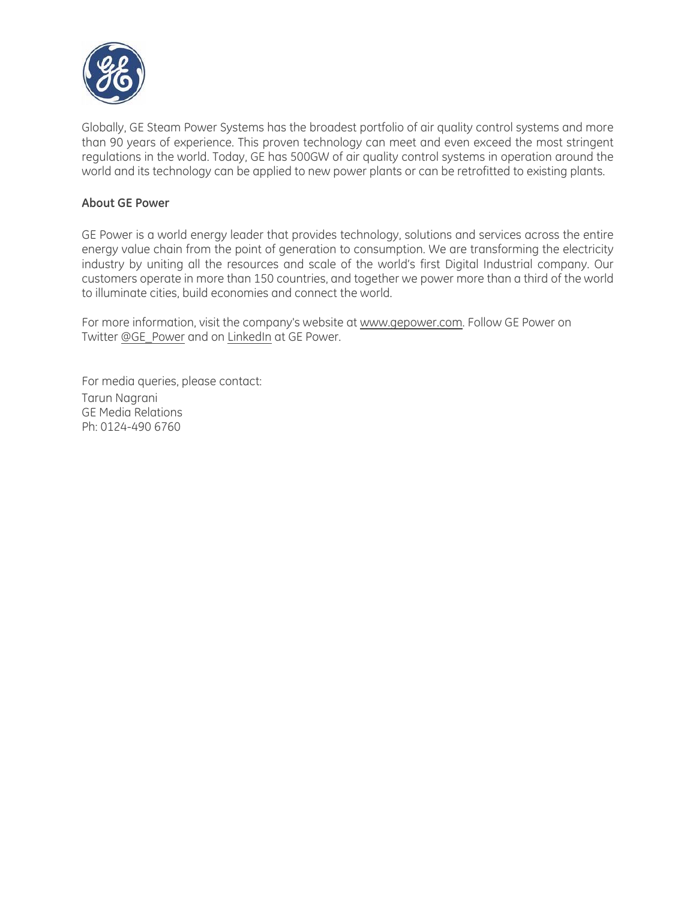Globally, GE Steam Power Systems has the broadest portfolio of air quality control systems and more than 90 years of experience. This proven technology can meet and even exceed the most stringent regulations in the world. Today, GE has 500GW of air quality control systems in operation around the world and its technology can be applied to new power plants or can be retrofitted to existing plants.

**About GE Power**

GE Power is a world energy leader that provides technology, solutions and services across the entire energy value chain from the point of generation to consumption. We are transforming the electricity industry by uniting all the resources and scale of the world's first Digital Industrial company. Our customers operate in more than 150 countries, and together we power more than a third of the world to illuminate cities, build economies and connect the world.

For more information, visit the company's website at www.gepower.com. Follow GE Power on Twitter @GE_Power and on LinkedIn at GE Power.

For media queries, please contact:
Tarun Nagrani
GE Media Relations
Ph: 0124-490 6760